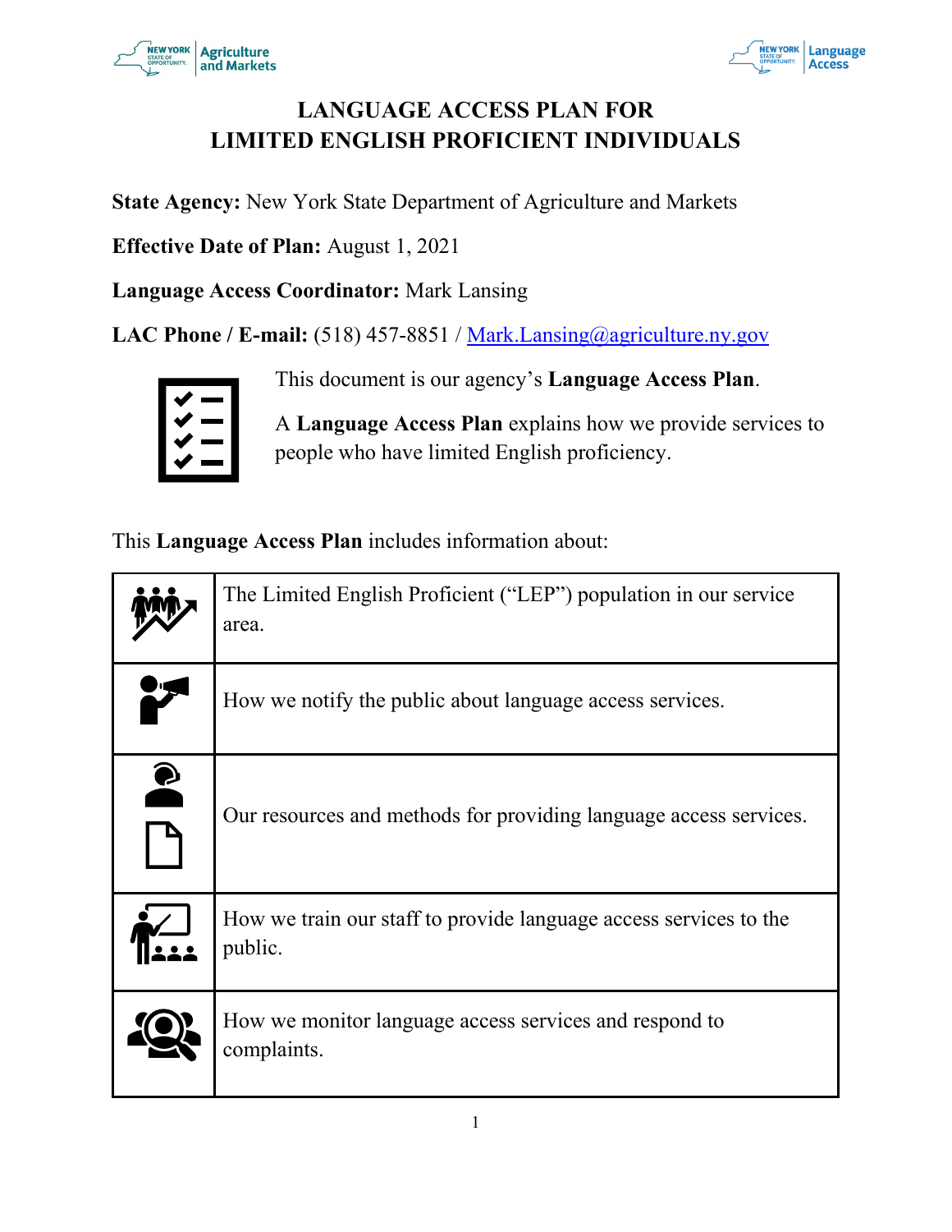# LANGUAGE ACCESS PLAN FOR LIMITED ENGLISH PROFICIENT INDIVIDUALS

**State Agency:** New York State Department of Agriculture and Markets

**Effective Date of Plan:** August 1, 2021

**Language Access Coordinator:** Mark Lansing

**LAC Phone / E-mail:** (518) 457-8851 / Mark.Lansing@agriculture.ny.gov

This document is our agency's **Language Access Plan**.

A **Language Access Plan** explains how we provide services to people who have limited English proficiency.

This **Language Access Plan** includes information about:

| | |
|---|---|
| | The Limited English Proficient ("LEP") population in our service area. |
| | How we notify the public about language access services. |
| | Our resources and methods for providing language access services. |
| | How we train our staff to provide language access services to the public. |
| | How we monitor language access services and respond to complaints. |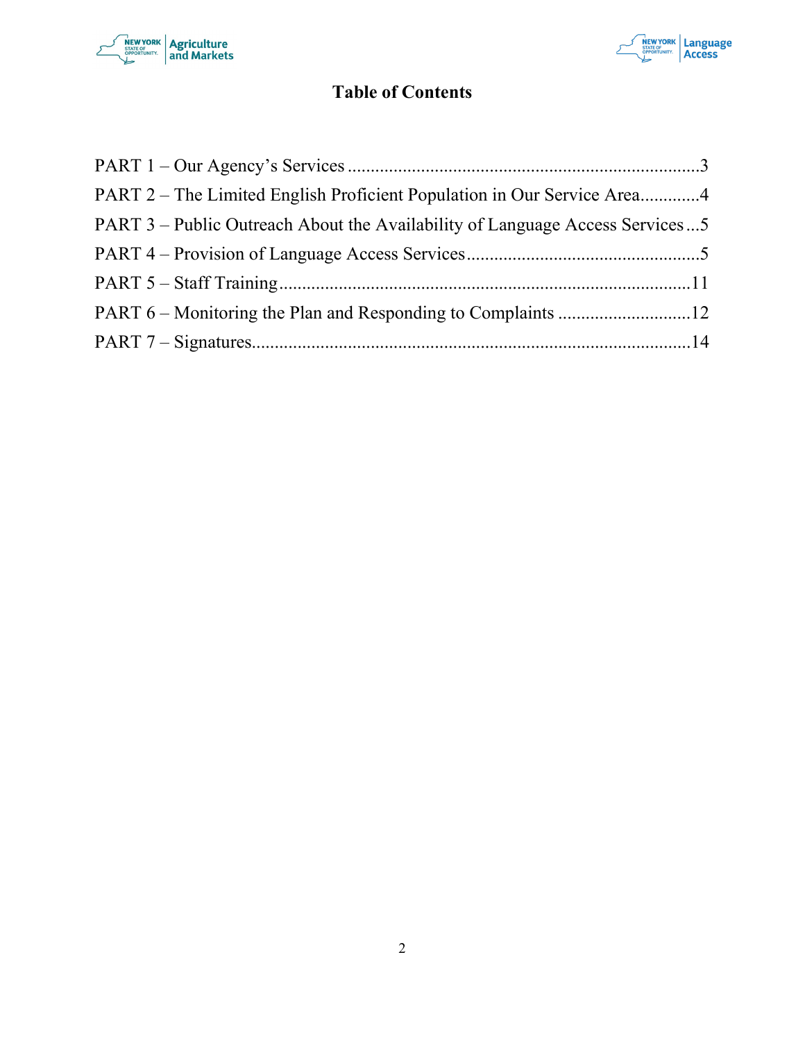# Table of Contents

PART 1 – Our Agency's Services ............................................................................3

PART 2 – The Limited English Proficient Population in Our Service Area.............4

PART 3 – Public Outreach About the Availability of Language Access Services...5

PART 4 – Provision of Language Access Services...................................................5

PART 5 – Staff Training.........................................................................................11

PART 6 – Monitoring the Plan and Responding to Complaints .............................12

PART 7 – Signatures...............................................................................................14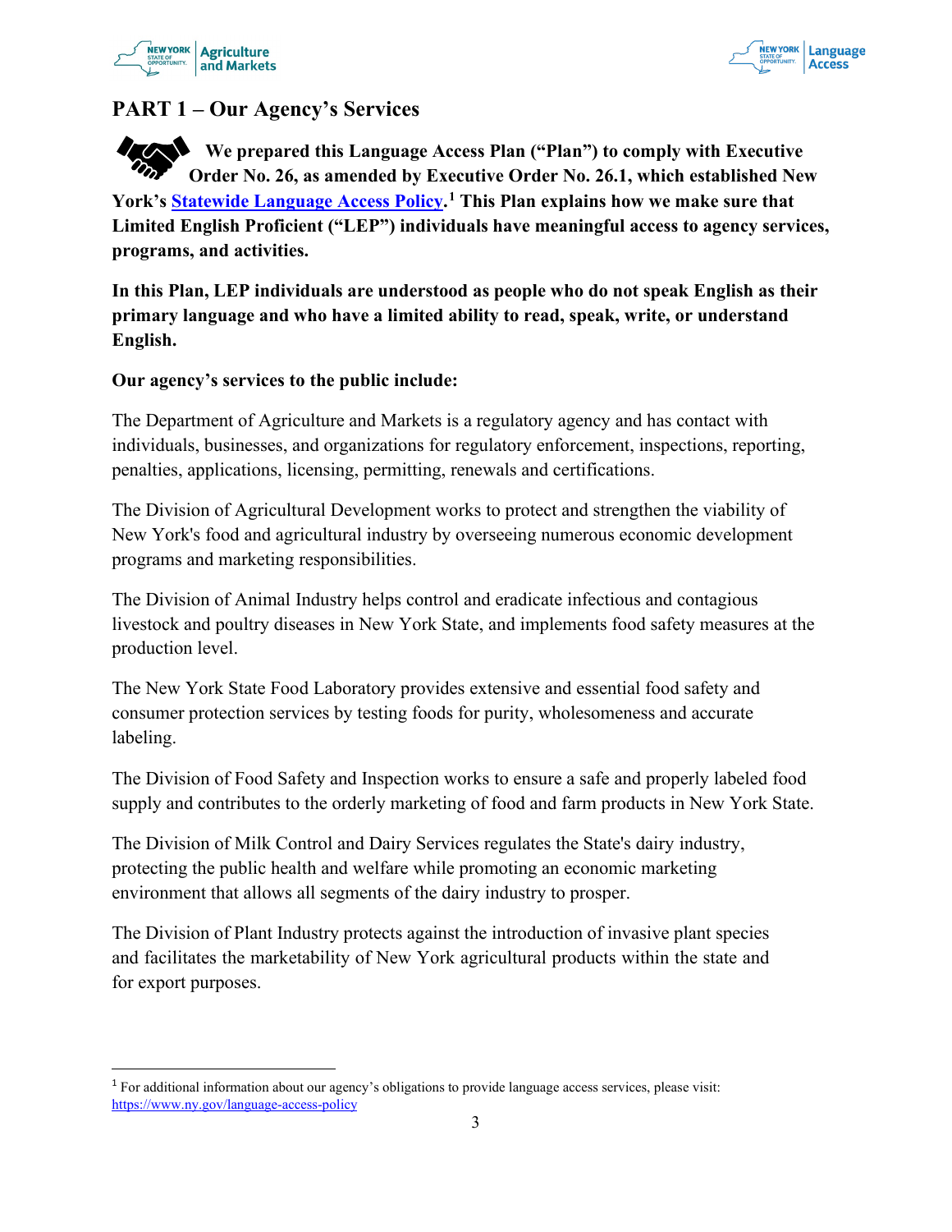## PART 1 – Our Agency's Services

**We prepared this Language Access Plan ("Plan") to comply with Executive Order No. 26, as amended by Executive Order No. 26.1, which established New York's [Statewide Language Access Policy](https://www.ny.gov/language-access-policy).[1] This Plan explains how we make sure that Limited English Proficient ("LEP") individuals have meaningful access to agency services, programs, and activities.**

**In this Plan, LEP individuals are understood as people who do not speak English as their primary language and who have a limited ability to read, speak, write, or understand English.**

**Our agency's services to the public include:**

The Department of Agriculture and Markets is a regulatory agency and has contact with individuals, businesses, and organizations for regulatory enforcement, inspections, reporting, penalties, applications, licensing, permitting, renewals and certifications.

The Division of Agricultural Development works to protect and strengthen the viability of New York's food and agricultural industry by overseeing numerous economic development programs and marketing responsibilities.

The Division of Animal Industry helps control and eradicate infectious and contagious livestock and poultry diseases in New York State, and implements food safety measures at the production level.

The New York State Food Laboratory provides extensive and essential food safety and consumer protection services by testing foods for purity, wholesomeness and accurate labeling.

The Division of Food Safety and Inspection works to ensure a safe and properly labeled food supply and contributes to the orderly marketing of food and farm products in New York State.

The Division of Milk Control and Dairy Services regulates the State's dairy industry, protecting the public health and welfare while promoting an economic marketing environment that allows all segments of the dairy industry to prosper.

The Division of Plant Industry protects against the introduction of invasive plant species and facilitates the marketability of New York agricultural products within the state and for export purposes.

---

[1] For additional information about our agency's obligations to provide language access services, please visit: https://www.ny.gov/language-access-policy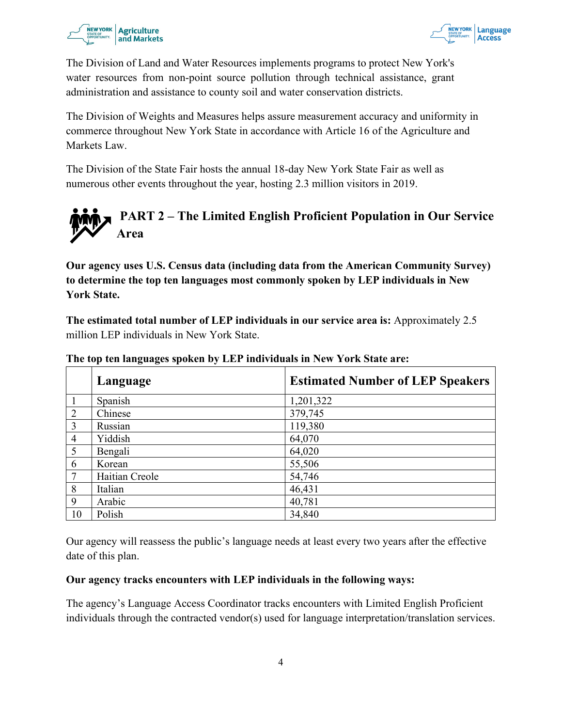The Division of Land and Water Resources implements programs to protect New York's water resources from non-point source pollution through technical assistance, grant administration and assistance to county soil and water conservation districts.

The Division of Weights and Measures helps assure measurement accuracy and uniformity in commerce throughout New York State in accordance with Article 16 of the Agriculture and Markets Law.

The Division of the State Fair hosts the annual 18-day New York State Fair as well as numerous other events throughout the year, hosting 2.3 million visitors in 2019.

## PART 2 – The Limited English Proficient Population in Our Service Area

**Our agency uses U.S. Census data (including data from the American Community Survey) to determine the top ten languages most commonly spoken by LEP individuals in New York State.**

**The estimated total number of LEP individuals in our service area is:** Approximately 2.5 million LEP individuals in New York State.

**The top ten languages spoken by LEP individuals in New York State are:**

| | Language | Estimated Number of LEP Speakers |
|---|---|---|
| 1 | Spanish | 1,201,322 |
| 2 | Chinese | 379,745 |
| 3 | Russian | 119,380 |
| 4 | Yiddish | 64,070 |
| 5 | Bengali | 64,020 |
| 6 | Korean | 55,506 |
| 7 | Haitian Creole | 54,746 |
| 8 | Italian | 46,431 |
| 9 | Arabic | 40,781 |
| 10 | Polish | 34,840 |

Our agency will reassess the public's language needs at least every two years after the effective date of this plan.

**Our agency tracks encounters with LEP individuals in the following ways:**

The agency's Language Access Coordinator tracks encounters with Limited English Proficient individuals through the contracted vendor(s) used for language interpretation/translation services.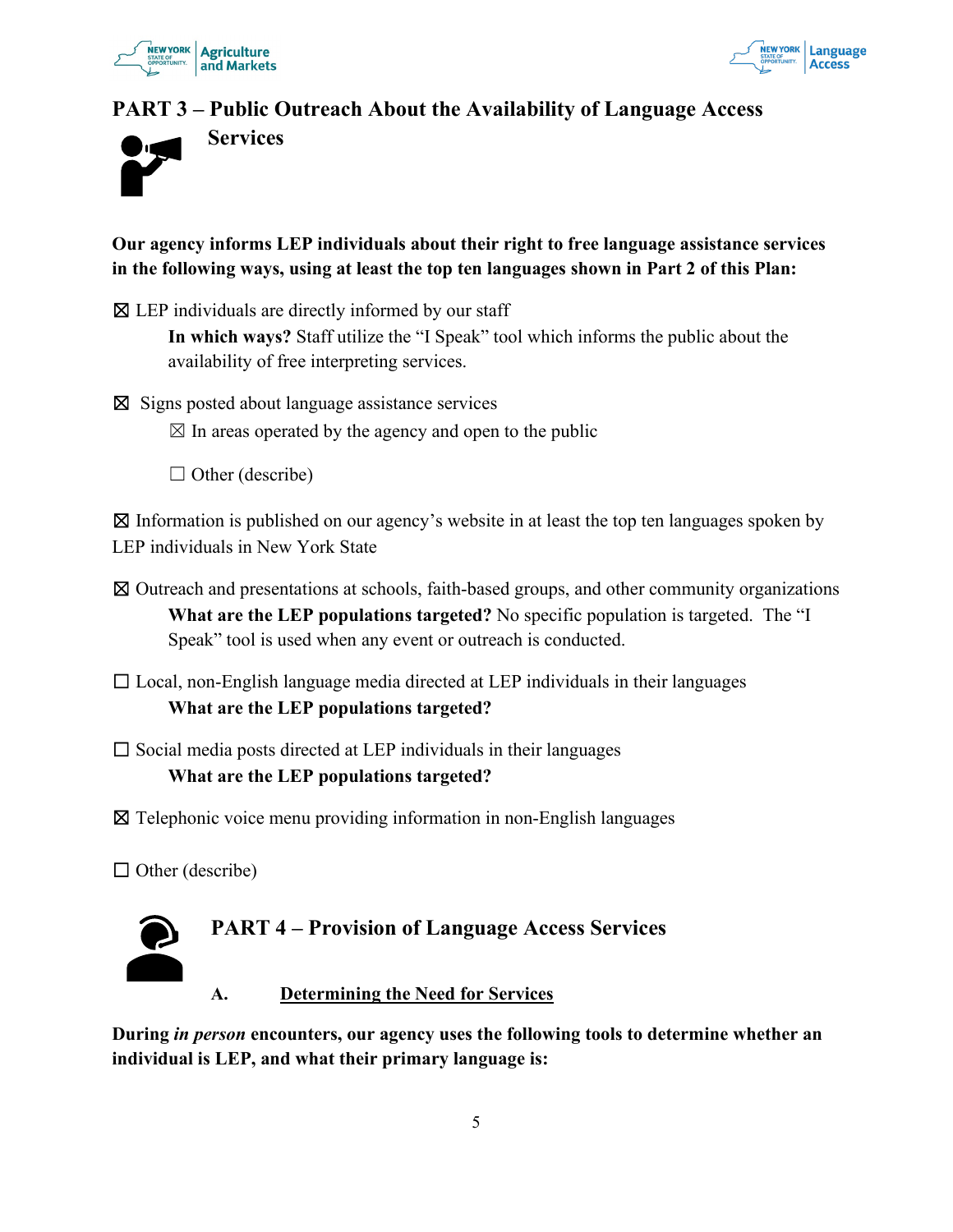## PART 3 – Public Outreach About the Availability of Language Access Services

**Our agency informs LEP individuals about their right to free language assistance services in the following ways, using at least the top ten languages shown in Part 2 of this Plan:**

☒ LEP individuals are directly informed by our staff

> **In which ways?** Staff utilize the "I Speak" tool which informs the public about the availability of free interpreting services.

☒ Signs posted about language assistance services

> ☒ In areas operated by the agency and open to the public
>
> ☐ Other (describe)

☒ Information is published on our agency's website in at least the top ten languages spoken by LEP individuals in New York State

☒ Outreach and presentations at schools, faith-based groups, and other community organizations

> **What are the LEP populations targeted?** No specific population is targeted. The "I Speak" tool is used when any event or outreach is conducted.

☐ Local, non-English language media directed at LEP individuals in their languages

> **What are the LEP populations targeted?**

☐ Social media posts directed at LEP individuals in their languages

> **What are the LEP populations targeted?**

☒ Telephonic voice menu providing information in non-English languages

☐ Other (describe)

## PART 4 – Provision of Language Access Services

### A. Determining the Need for Services

**During *in person* encounters, our agency uses the following tools to determine whether an individual is LEP, and what their primary language is:**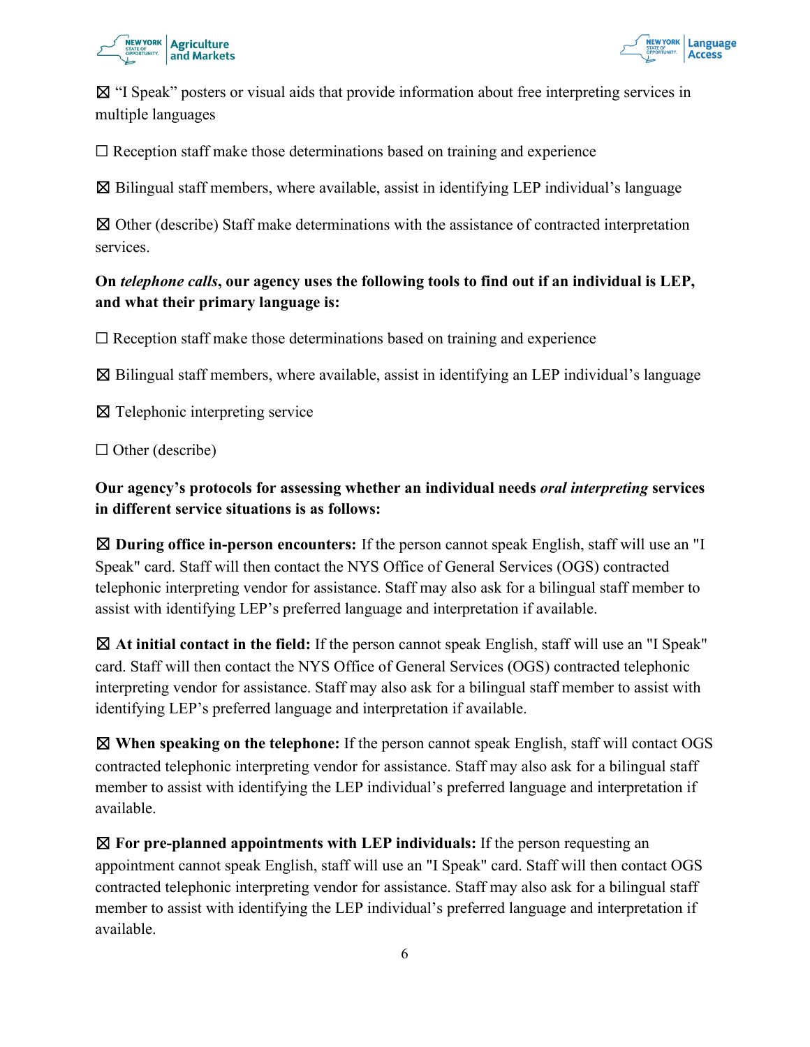☒ “I Speak” posters or visual aids that provide information about free interpreting services in multiple languages

☐ Reception staff make those determinations based on training and experience

☒ Bilingual staff members, where available, assist in identifying LEP individual’s language

☒ Other (describe) Staff make determinations with the assistance of contracted interpretation services.

**On *telephone calls*, our agency uses the following tools to find out if an individual is LEP, and what their primary language is:**

☐ Reception staff make those determinations based on training and experience

☒ Bilingual staff members, where available, assist in identifying an LEP individual’s language

☒ Telephonic interpreting service

☐ Other (describe)

**Our agency’s protocols for assessing whether an individual needs *oral interpreting* services in different service situations is as follows:**

☒ **During office in-person encounters:** If the person cannot speak English, staff will use an "I Speak" card. Staff will then contact the NYS Office of General Services (OGS) contracted telephonic interpreting vendor for assistance. Staff may also ask for a bilingual staff member to assist with identifying LEP’s preferred language and interpretation if available.

☒ **At initial contact in the field:** If the person cannot speak English, staff will use an "I Speak" card. Staff will then contact the NYS Office of General Services (OGS) contracted telephonic interpreting vendor for assistance. Staff may also ask for a bilingual staff member to assist with identifying LEP’s preferred language and interpretation if available.

☒ **When speaking on the telephone:** If the person cannot speak English, staff will contact OGS contracted telephonic interpreting vendor for assistance. Staff may also ask for a bilingual staff member to assist with identifying the LEP individual’s preferred language and interpretation if available.

☒ **For pre-planned appointments with LEP individuals:** If the person requesting an appointment cannot speak English, staff will use an "I Speak" card. Staff will then contact OGS contracted telephonic interpreting vendor for assistance. Staff may also ask for a bilingual staff member to assist with identifying the LEP individual’s preferred language and interpretation if available.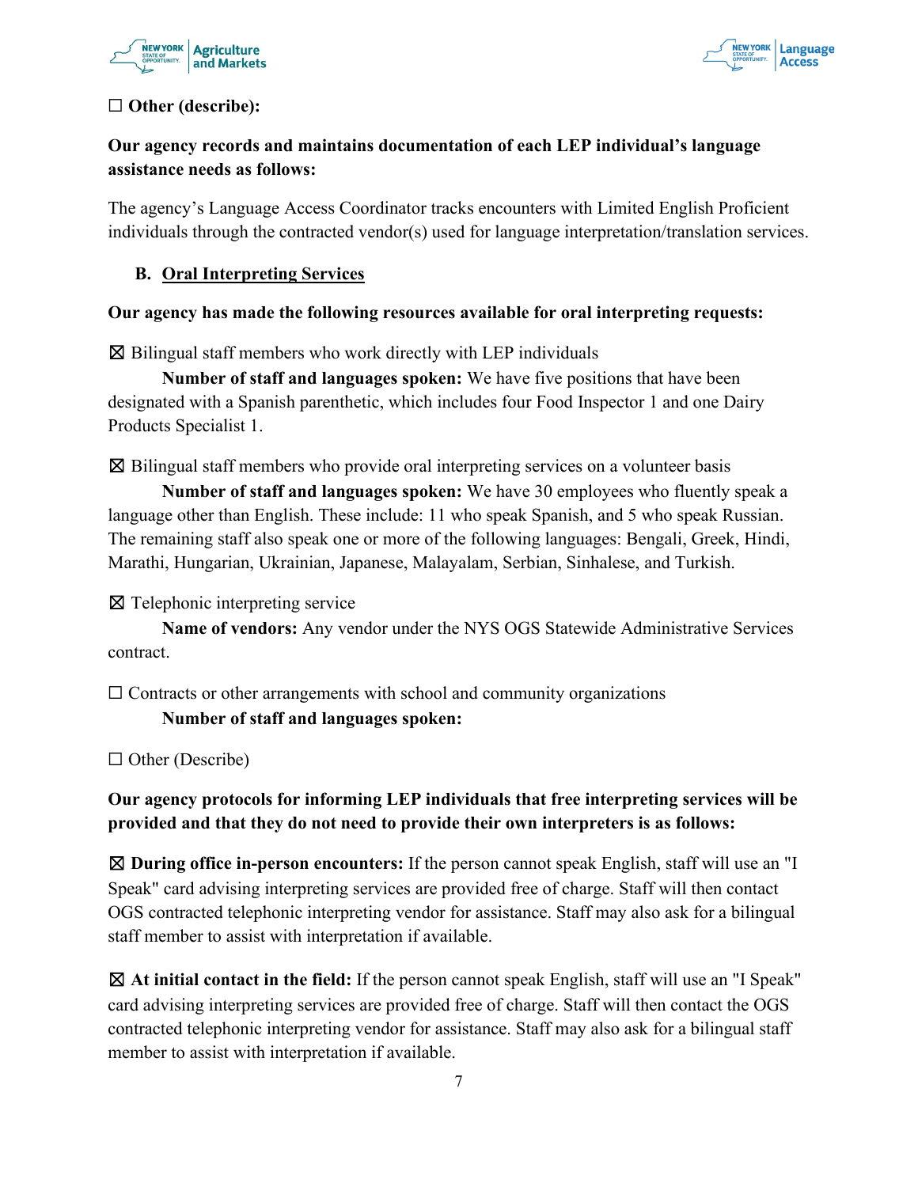☐ **Other (describe):**

**Our agency records and maintains documentation of each LEP individual's language assistance needs as follows:**

The agency's Language Access Coordinator tracks encounters with Limited English Proficient individuals through the contracted vendor(s) used for language interpretation/translation services.

### B. Oral Interpreting Services

**Our agency has made the following resources available for oral interpreting requests:**

☒ Bilingual staff members who work directly with LEP individuals

**Number of staff and languages spoken:** We have five positions that have been designated with a Spanish parenthetic, which includes four Food Inspector 1 and one Dairy Products Specialist 1.

☒ Bilingual staff members who provide oral interpreting services on a volunteer basis

**Number of staff and languages spoken:** We have 30 employees who fluently speak a language other than English. These include: 11 who speak Spanish, and 5 who speak Russian. The remaining staff also speak one or more of the following languages: Bengali, Greek, Hindi, Marathi, Hungarian, Ukrainian, Japanese, Malayalam, Serbian, Sinhalese, and Turkish.

☒ Telephonic interpreting service

**Name of vendors:** Any vendor under the NYS OGS Statewide Administrative Services contract.

☐ Contracts or other arrangements with school and community organizations

**Number of staff and languages spoken:**

☐ Other (Describe)

**Our agency protocols for informing LEP individuals that free interpreting services will be provided and that they do not need to provide their own interpreters is as follows:**

☒ **During office in-person encounters:** If the person cannot speak English, staff will use an "I Speak" card advising interpreting services are provided free of charge. Staff will then contact OGS contracted telephonic interpreting vendor for assistance. Staff may also ask for a bilingual staff member to assist with interpretation if available.

☒ **At initial contact in the field:** If the person cannot speak English, staff will use an "I Speak" card advising interpreting services are provided free of charge. Staff will then contact the OGS contracted telephonic interpreting vendor for assistance. Staff may also ask for a bilingual staff member to assist with interpretation if available.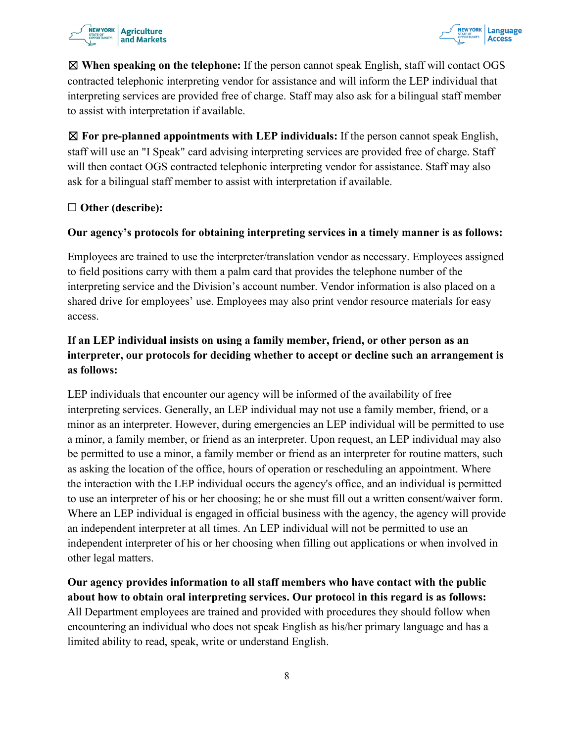☒ **When speaking on the telephone:** If the person cannot speak English, staff will contact OGS contracted telephonic interpreting vendor for assistance and will inform the LEP individual that interpreting services are provided free of charge. Staff may also ask for a bilingual staff member to assist with interpretation if available.

☒ **For pre-planned appointments with LEP individuals:** If the person cannot speak English, staff will use an "I Speak" card advising interpreting services are provided free of charge. Staff will then contact OGS contracted telephonic interpreting vendor for assistance. Staff may also ask for a bilingual staff member to assist with interpretation if available.

☐ **Other (describe):**

**Our agency's protocols for obtaining interpreting services in a timely manner is as follows:**

Employees are trained to use the interpreter/translation vendor as necessary. Employees assigned to field positions carry with them a palm card that provides the telephone number of the interpreting service and the Division's account number. Vendor information is also placed on a shared drive for employees' use. Employees may also print vendor resource materials for easy access.

**If an LEP individual insists on using a family member, friend, or other person as an interpreter, our protocols for deciding whether to accept or decline such an arrangement is as follows:**

LEP individuals that encounter our agency will be informed of the availability of free interpreting services. Generally, an LEP individual may not use a family member, friend, or a minor as an interpreter. However, during emergencies an LEP individual will be permitted to use a minor, a family member, or friend as an interpreter. Upon request, an LEP individual may also be permitted to use a minor, a family member or friend as an interpreter for routine matters, such as asking the location of the office, hours of operation or rescheduling an appointment. Where the interaction with the LEP individual occurs the agency's office, and an individual is permitted to use an interpreter of his or her choosing; he or she must fill out a written consent/waiver form. Where an LEP individual is engaged in official business with the agency, the agency will provide an independent interpreter at all times. An LEP individual will not be permitted to use an independent interpreter of his or her choosing when filling out applications or when involved in other legal matters.

**Our agency provides information to all staff members who have contact with the public about how to obtain oral interpreting services. Our protocol in this regard is as follows:** All Department employees are trained and provided with procedures they should follow when encountering an individual who does not speak English as his/her primary language and has a limited ability to read, speak, write or understand English.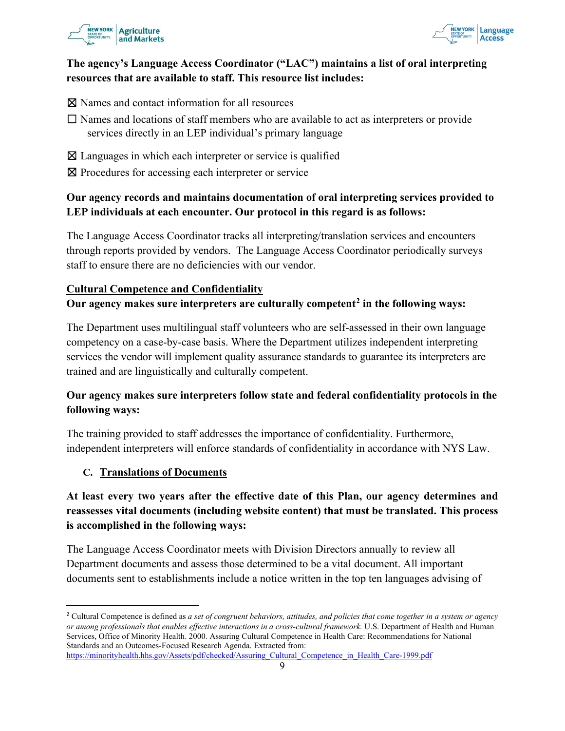**The agency's Language Access Coordinator ("LAC") maintains a list of oral interpreting resources that are available to staff. This resource list includes:**

☒ Names and contact information for all resources

☐ Names and locations of staff members who are available to act as interpreters or provide services directly in an LEP individual's primary language

☒ Languages in which each interpreter or service is qualified

☒ Procedures for accessing each interpreter or service

**Our agency records and maintains documentation of oral interpreting services provided to LEP individuals at each encounter. Our protocol in this regard is as follows:**

The Language Access Coordinator tracks all interpreting/translation services and encounters through reports provided by vendors. The Language Access Coordinator periodically surveys staff to ensure there are no deficiencies with our vendor.

**Cultural Competence and Confidentiality**

**Our agency makes sure interpreters are culturally competent[2] in the following ways:**

The Department uses multilingual staff volunteers who are self-assessed in their own language competency on a case-by-case basis. Where the Department utilizes independent interpreting services the vendor will implement quality assurance standards to guarantee its interpreters are trained and are linguistically and culturally competent.

**Our agency makes sure interpreters follow state and federal confidentiality protocols in the following ways:**

The training provided to staff addresses the importance of confidentiality. Furthermore, independent interpreters will enforce standards of confidentiality in accordance with NYS Law.

## C. Translations of Documents

**At least every two years after the effective date of this Plan, our agency determines and reassesses vital documents (including website content) that must be translated. This process is accomplished in the following ways:**

The Language Access Coordinator meets with Division Directors annually to review all Department documents and assess those determined to be a vital document. All important documents sent to establishments include a notice written in the top ten languages advising of

---

[2] Cultural Competence is defined as *a set of congruent behaviors, attitudes, and policies that come together in a system or agency or among professionals that enables effective interactions in a cross-cultural framework.* U.S. Department of Health and Human Services, Office of Minority Health. 2000. Assuring Cultural Competence in Health Care: Recommendations for National Standards and an Outcomes-Focused Research Agenda. Extracted from: https://minorityhealth.hhs.gov/Assets/pdf/checked/Assuring_Cultural_Competence_in_Health_Care-1999.pdf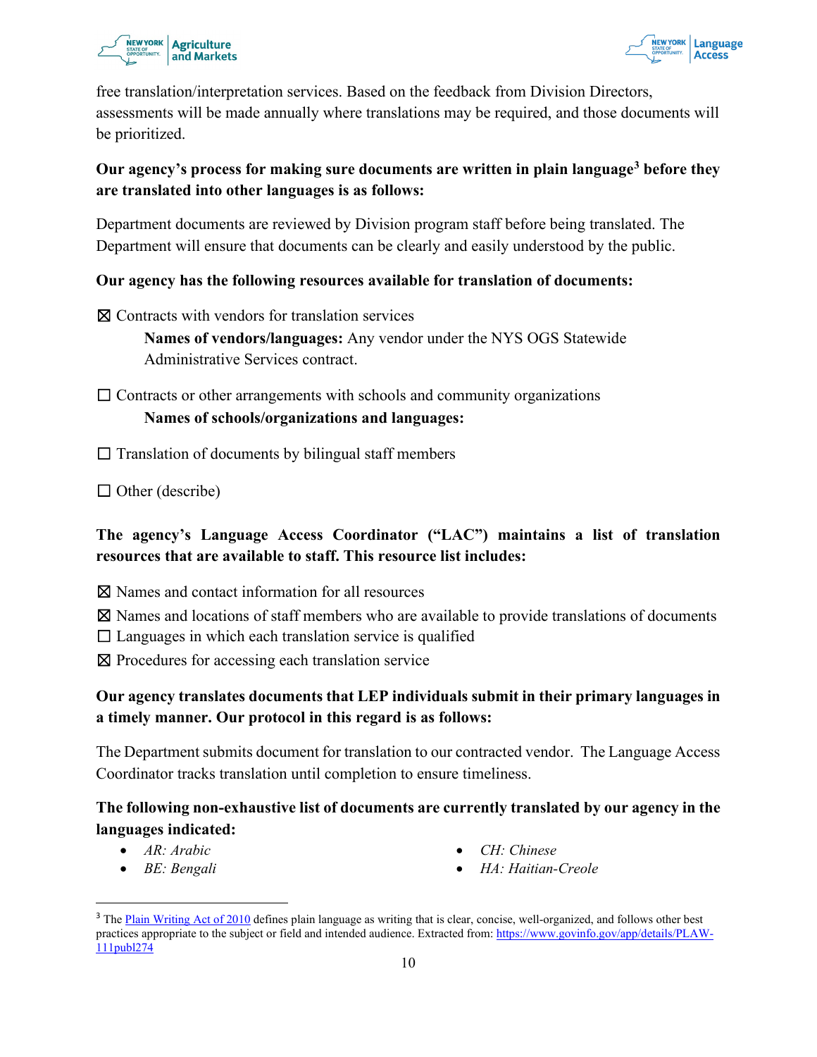free translation/interpretation services. Based on the feedback from Division Directors, assessments will be made annually where translations may be required, and those documents will be prioritized.

**Our agency's process for making sure documents are written in plain language[3] before they are translated into other languages is as follows:**

Department documents are reviewed by Division program staff before being translated. The Department will ensure that documents can be clearly and easily understood by the public.

**Our agency has the following resources available for translation of documents:**

☒ Contracts with vendors for translation services
  **Names of vendors/languages:** Any vendor under the NYS OGS Statewide Administrative Services contract.

☐ Contracts or other arrangements with schools and community organizations
  **Names of schools/organizations and languages:**

☐ Translation of documents by bilingual staff members

☐ Other (describe)

**The agency's Language Access Coordinator ("LAC") maintains a list of translation resources that are available to staff. This resource list includes:**

☒ Names and contact information for all resources
☒ Names and locations of staff members who are available to provide translations of documents
☐ Languages in which each translation service is qualified
☒ Procedures for accessing each translation service

**Our agency translates documents that LEP individuals submit in their primary languages in a timely manner. Our protocol in this regard is as follows:**

The Department submits document for translation to our contracted vendor. The Language Access Coordinator tracks translation until completion to ensure timeliness.

**The following non-exhaustive list of documents are currently translated by our agency in the languages indicated:**

- *AR: Arabic*
- *BE: Bengali*
- *CH: Chinese*
- *HA: Haitian-Creole*

[3] The Plain Writing Act of 2010 defines plain language as writing that is clear, concise, well-organized, and follows other best practices appropriate to the subject or field and intended audience. Extracted from: https://www.govinfo.gov/app/details/PLAW-111publ274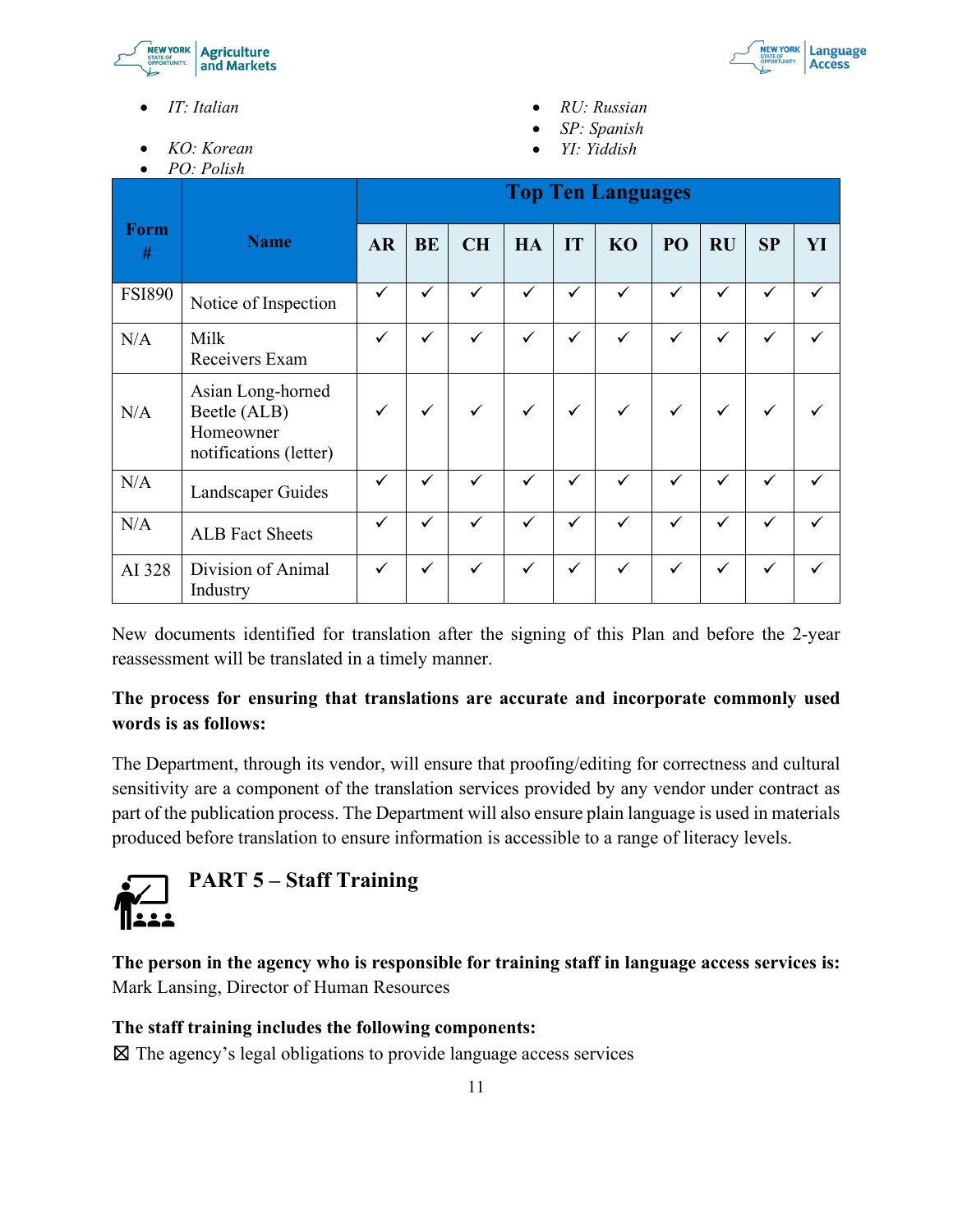- *IT: Italian*
- *KO: Korean*
- *PO: Polish*
- *RU: Russian*
- *SP: Spanish*
- *YI: Yiddish*

| Form # | Name | Top Ten Languages | | | | | | | | | |
|---|---|---|---|---|---|---|---|---|---|---|---|
| | | AR | BE | CH | HA | IT | KO | PO | RU | SP | YI |
| FSI890 | Notice of Inspection | ✓ | ✓ | ✓ | ✓ | ✓ | ✓ | ✓ | ✓ | ✓ | ✓ |
| N/A | Milk Receivers Exam | ✓ | ✓ | ✓ | ✓ | ✓ | ✓ | ✓ | ✓ | ✓ | ✓ |
| N/A | Asian Long-horned Beetle (ALB) Homeowner notifications (letter) | ✓ | ✓ | ✓ | ✓ | ✓ | ✓ | ✓ | ✓ | ✓ | ✓ |
| N/A | Landscaper Guides | ✓ | ✓ | ✓ | ✓ | ✓ | ✓ | ✓ | ✓ | ✓ | ✓ |
| N/A | ALB Fact Sheets | ✓ | ✓ | ✓ | ✓ | ✓ | ✓ | ✓ | ✓ | ✓ | ✓ |
| AI 328 | Division of Animal Industry | ✓ | ✓ | ✓ | ✓ | ✓ | ✓ | ✓ | ✓ | ✓ | ✓ |

New documents identified for translation after the signing of this Plan and before the 2-year reassessment will be translated in a timely manner.

**The process for ensuring that translations are accurate and incorporate commonly used words is as follows:**

The Department, through its vendor, will ensure that proofing/editing for correctness and cultural sensitivity are a component of the translation services provided by any vendor under contract as part of the publication process. The Department will also ensure plain language is used in materials produced before translation to ensure information is accessible to a range of literacy levels.

## PART 5 – Staff Training

**The person in the agency who is responsible for training staff in language access services is:**
Mark Lansing, Director of Human Resources

**The staff training includes the following components:**
☒ The agency's legal obligations to provide language access services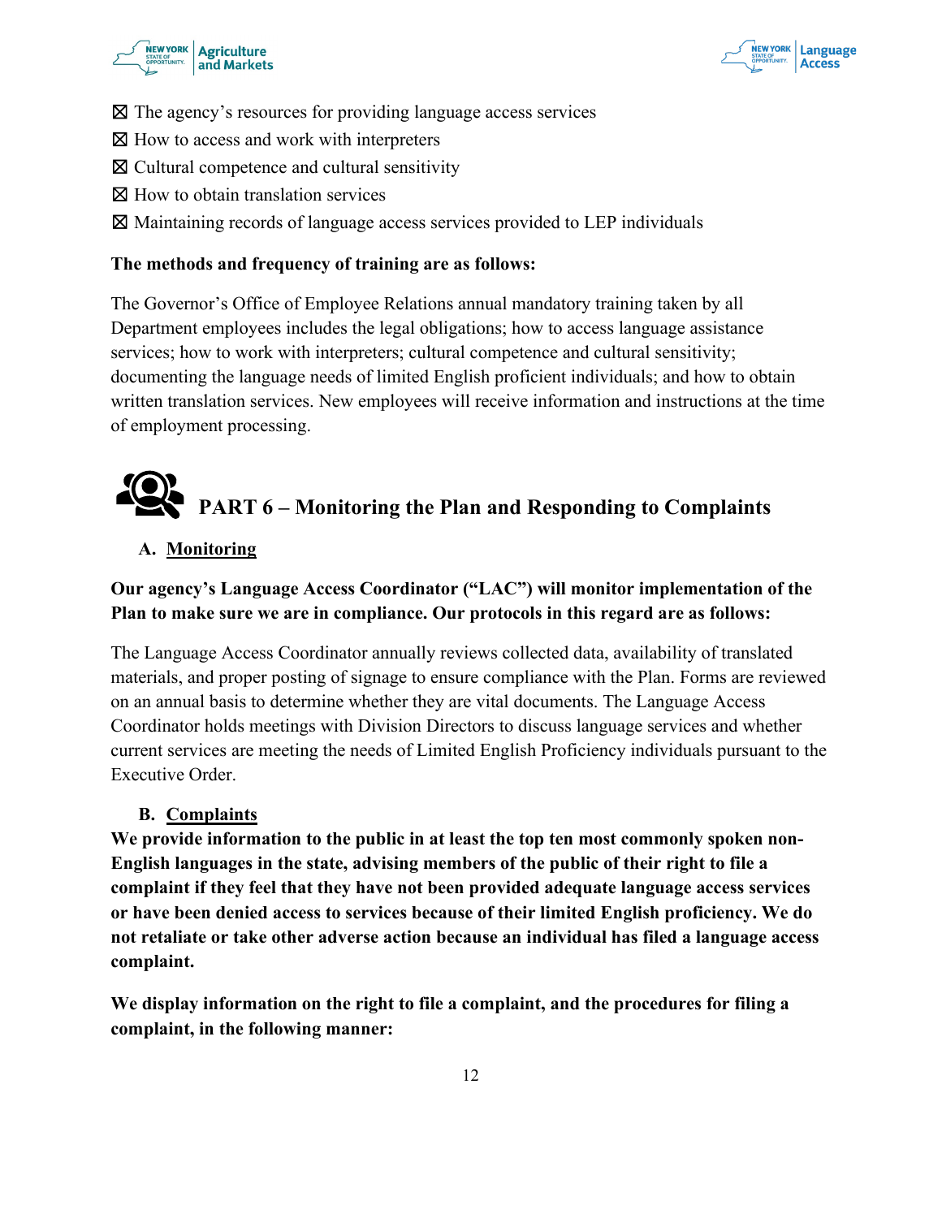☒ The agency's resources for providing language access services
☒ How to access and work with interpreters
☒ Cultural competence and cultural sensitivity
☒ How to obtain translation services
☒ Maintaining records of language access services provided to LEP individuals

**The methods and frequency of training are as follows:**

The Governor's Office of Employee Relations annual mandatory training taken by all Department employees includes the legal obligations; how to access language assistance services; how to work with interpreters; cultural competence and cultural sensitivity; documenting the language needs of limited English proficient individuals; and how to obtain written translation services. New employees will receive information and instructions at the time of employment processing.

## PART 6 – Monitoring the Plan and Responding to Complaints

### A. Monitoring

**Our agency's Language Access Coordinator ("LAC") will monitor implementation of the Plan to make sure we are in compliance. Our protocols in this regard are as follows:**

The Language Access Coordinator annually reviews collected data, availability of translated materials, and proper posting of signage to ensure compliance with the Plan. Forms are reviewed on an annual basis to determine whether they are vital documents. The Language Access Coordinator holds meetings with Division Directors to discuss language services and whether current services are meeting the needs of Limited English Proficiency individuals pursuant to the Executive Order.

### B. Complaints

**We provide information to the public in at least the top ten most commonly spoken non-English languages in the state, advising members of the public of their right to file a complaint if they feel that they have not been provided adequate language access services or have been denied access to services because of their limited English proficiency. We do not retaliate or take other adverse action because an individual has filed a language access complaint.**

**We display information on the right to file a complaint, and the procedures for filing a complaint, in the following manner:**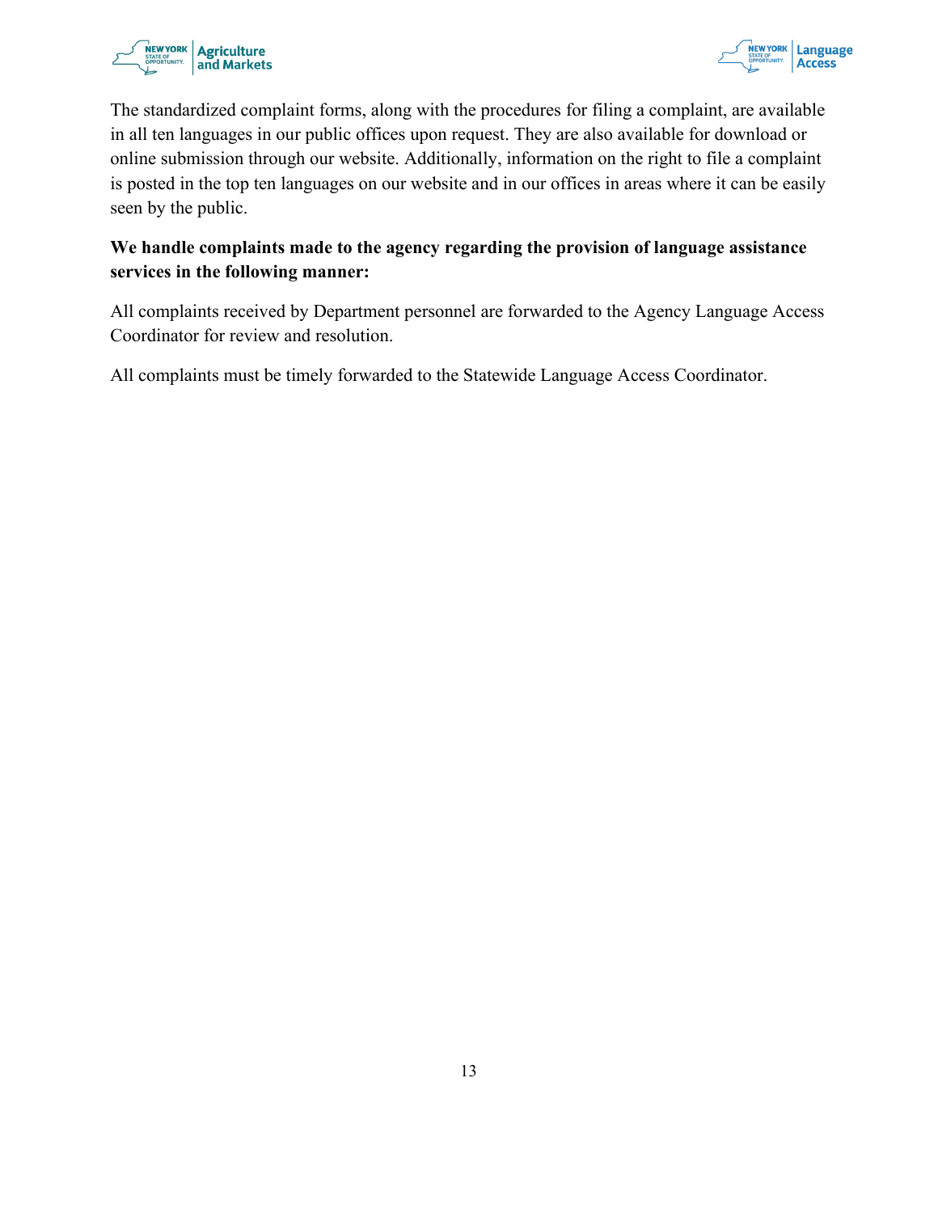The standardized complaint forms, along with the procedures for filing a complaint, are available in all ten languages in our public offices upon request. They are also available for download or online submission through our website. Additionally, information on the right to file a complaint is posted in the top ten languages on our website and in our offices in areas where it can be easily seen by the public.

**We handle complaints made to the agency regarding the provision of language assistance services in the following manner:**

All complaints received by Department personnel are forwarded to the Agency Language Access Coordinator for review and resolution.

All complaints must be timely forwarded to the Statewide Language Access Coordinator.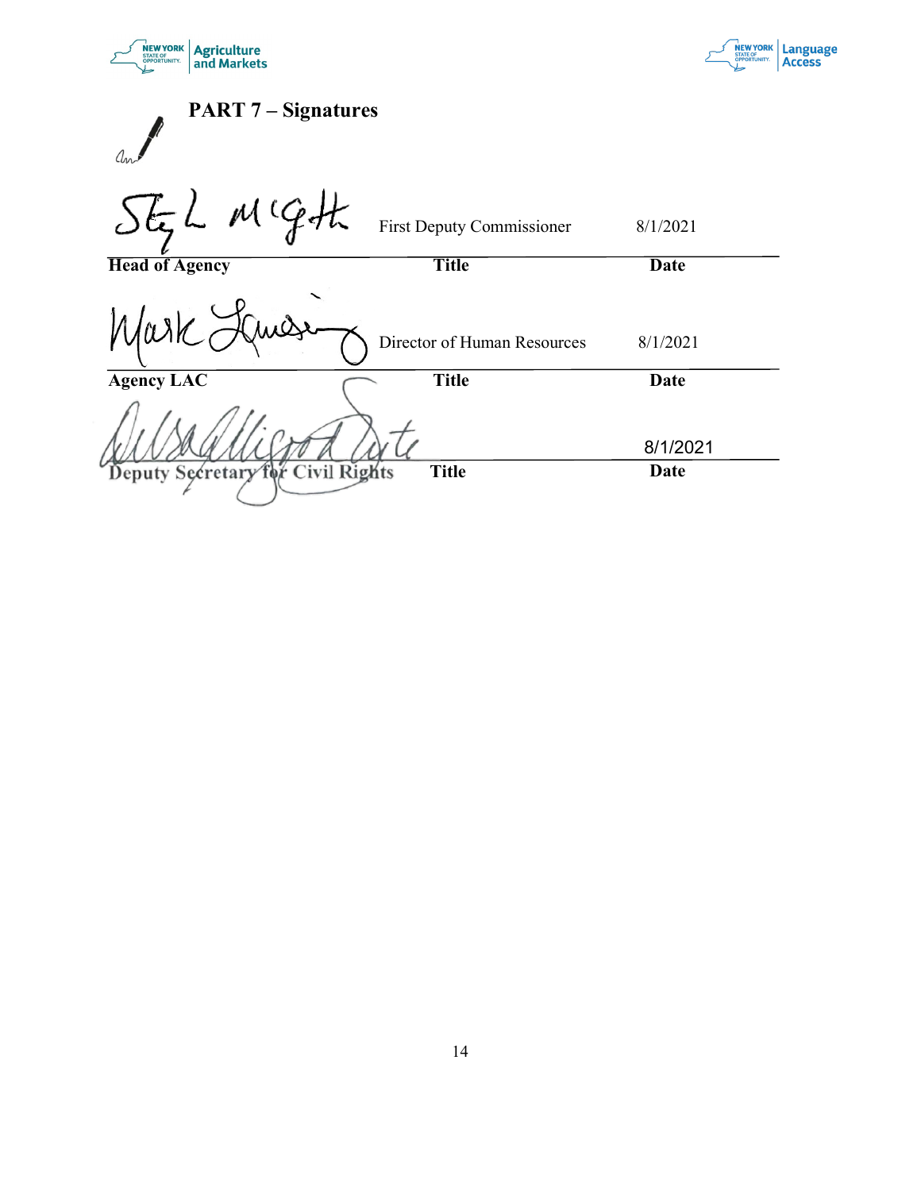## PART 7 – Signatures

| | | |
|---|---|---|
| | First Deputy Commissioner | 8/1/2021 |
| **Head of Agency** | **Title** | **Date** |
| | Director of Human Resources | 8/1/2021 |
| **Agency LAC** | **Title** | **Date** |
| | | 8/1/2021 |
| **Deputy Secretary for Civil Rights** | **Title** | **Date** |